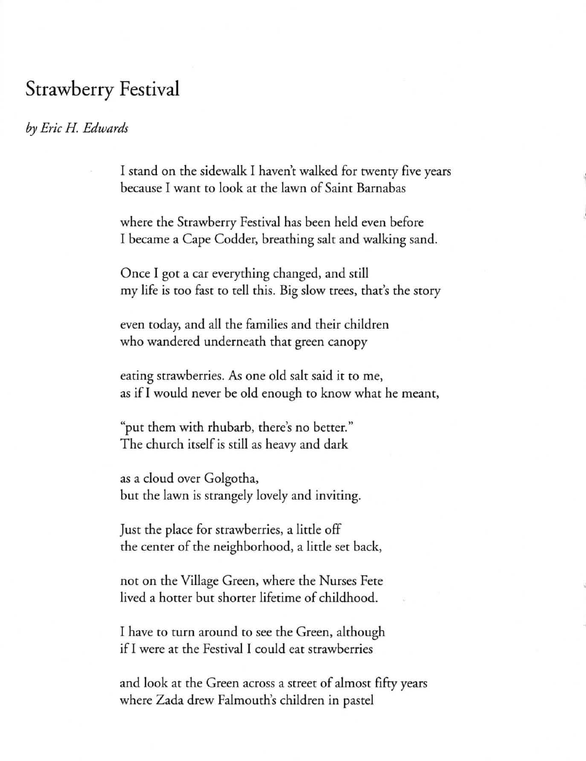# Strawberry Festival

*by Eric H. Edwards*

I stand on the sidewalk I haven't walked for twenty five years  
because I want to look at the lawn of Saint Barnabas

where the Strawberry Festival has been held even before  
I became a Cape Codder, breathing salt and walking sand.

Once I got a car everything changed, and still  
my life is too fast to tell this. Big slow trees, that's the story

even today, and all the families and their children  
who wandered underneath that green canopy

eating strawberries. As one old salt said it to me,  
as if I would never be old enough to know what he meant,

"put them with rhubarb, there's no better."  
The church itself is still as heavy and dark

as a cloud over Golgotha,  
but the lawn is strangely lovely and inviting.

Just the place for strawberries, a little off  
the center of the neighborhood, a little set back,

not on the Village Green, where the Nurses Fete  
lived a hotter but shorter lifetime of childhood.

I have to turn around to see the Green, although  
if I were at the Festival I could eat strawberries

and look at the Green across a street of almost fifty years  
where Zada drew Falmouth's children in pastel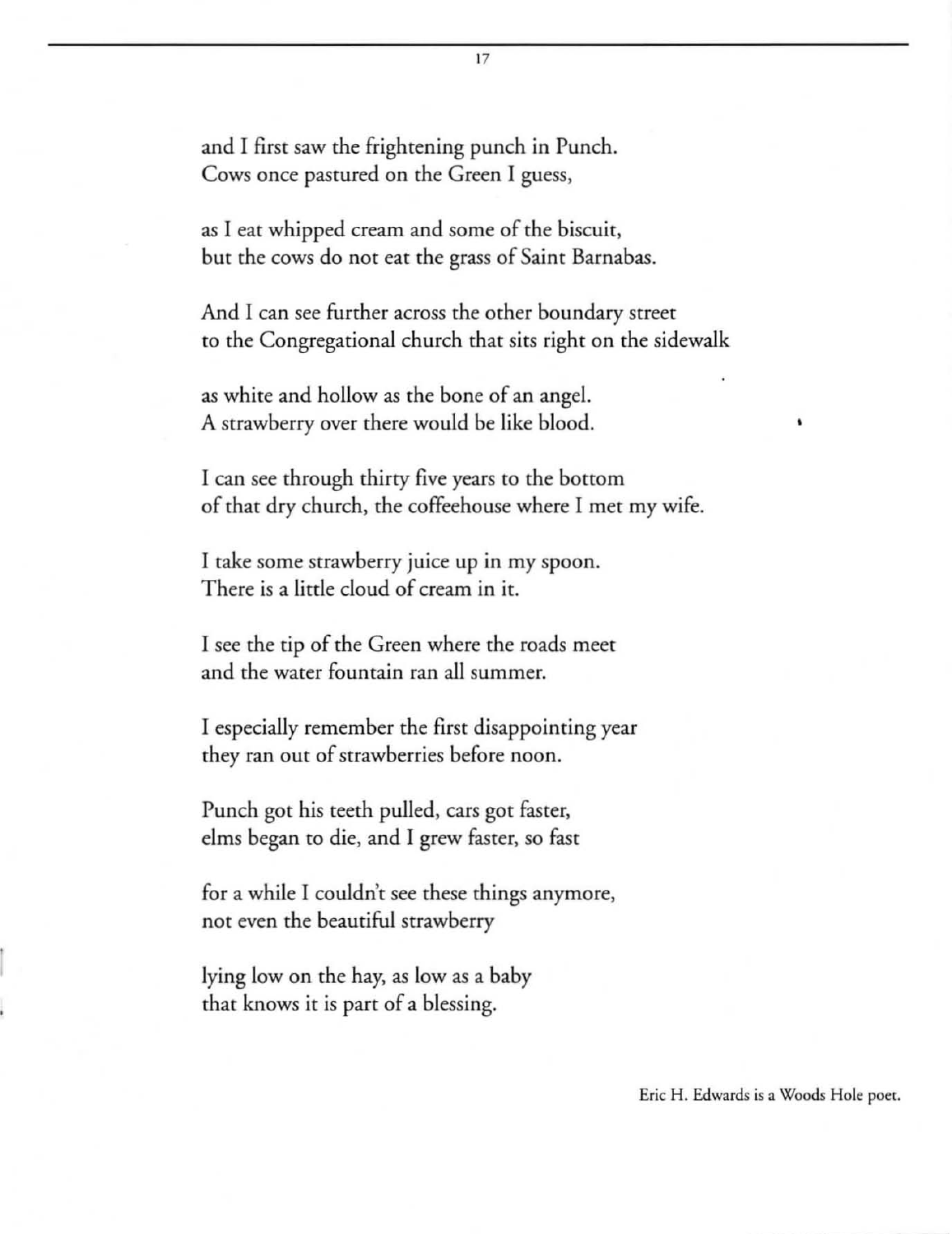and I first saw the frightening punch in Punch.
Cows once pastured on the Green I guess,

as I eat whipped cream and some of the biscuit,
but the cows do not eat the grass of Saint Barnabas.

And I can see further across the other boundary street
to the Congregational church that sits right on the sidewalk

as white and hollow as the bone of an angel.
A strawberry over there would be like blood.

I can see through thirty five years to the bottom
of that dry church, the coffeehouse where I met my wife.

I take some strawberry juice up in my spoon.
There is a little cloud of cream in it.

I see the tip of the Green where the roads meet
and the water fountain ran all summer.

I especially remember the first disappointing year
they ran out of strawberries before noon.

Punch got his teeth pulled, cars got faster,
elms began to die, and I grew faster, so fast

for a while I couldn't see these things anymore,
not even the beautiful strawberry

lying low on the hay, as low as a baby
that knows it is part of a blessing.

Eric H. Edwards is a Woods Hole poet.